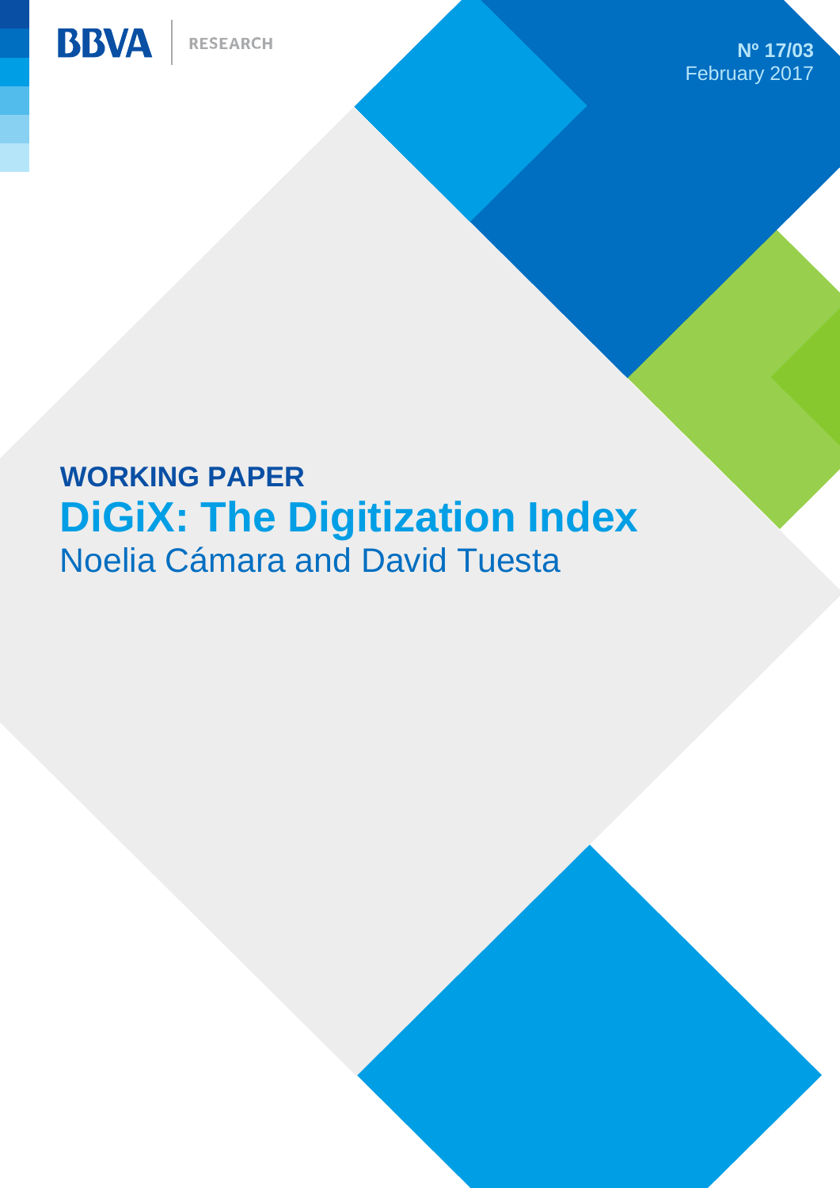BBVA | RESEARCH

**Nº 17/03**
February 2017

## WORKING PAPER

# DiGiX: The Digitization Index

Noelia Cámara and David Tuesta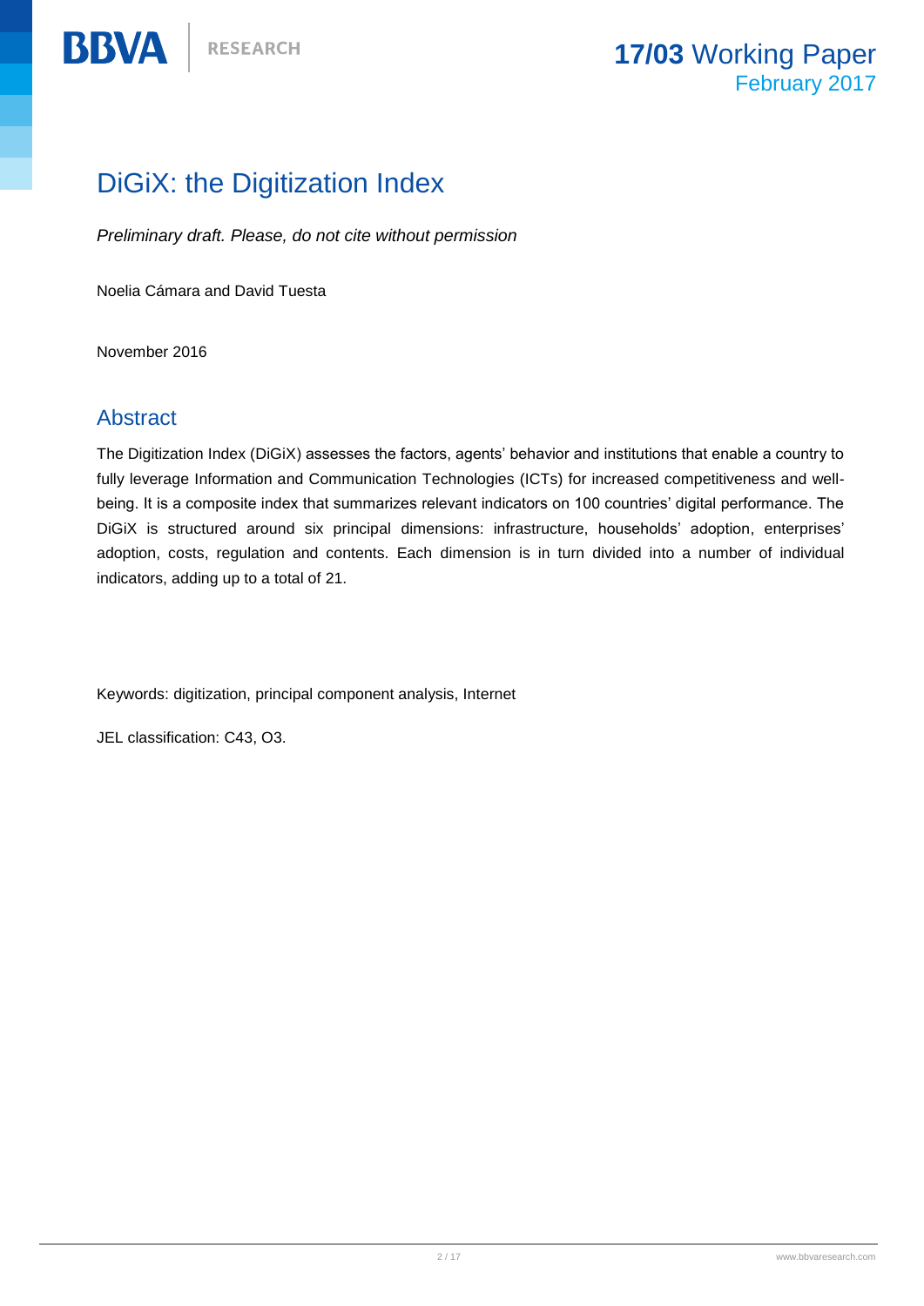# DiGiX: the Digitization Index

*Preliminary draft. Please, do not cite without permission*

Noelia Cámara and David Tuesta

November 2016

## Abstract

The Digitization Index (DiGiX) assesses the factors, agents' behavior and institutions that enable a country to fully leverage Information and Communication Technologies (ICTs) for increased competitiveness and well-being. It is a composite index that summarizes relevant indicators on 100 countries' digital performance. The DiGiX is structured around six principal dimensions: infrastructure, households' adoption, enterprises' adoption, costs, regulation and contents. Each dimension is in turn divided into a number of individual indicators, adding up to a total of 21.

Keywords: digitization, principal component analysis, Internet

JEL classification: C43, O3.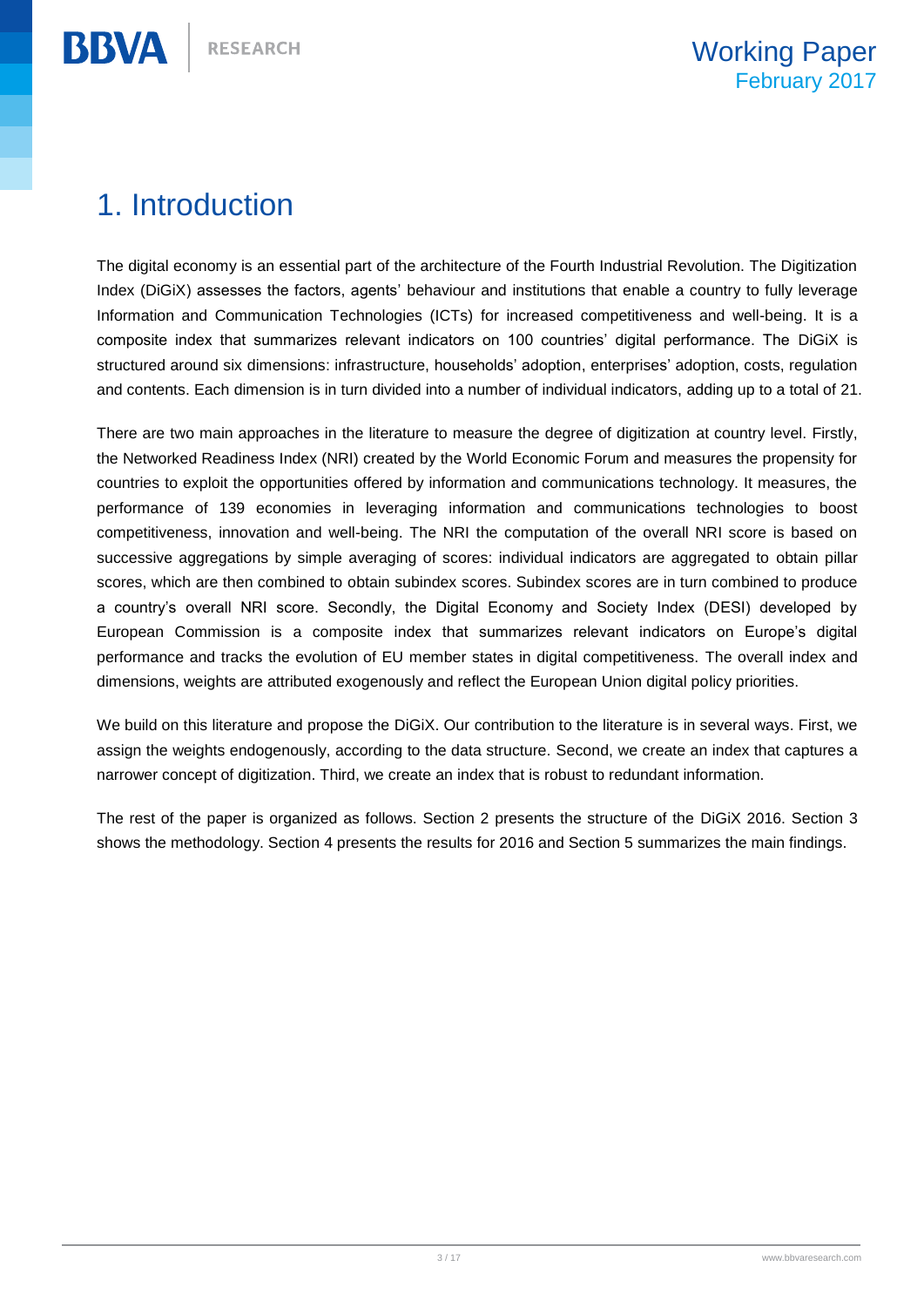# 1. Introduction

The digital economy is an essential part of the architecture of the Fourth Industrial Revolution. The Digitization Index (DiGiX) assesses the factors, agents' behaviour and institutions that enable a country to fully leverage Information and Communication Technologies (ICTs) for increased competitiveness and well-being. It is a composite index that summarizes relevant indicators on 100 countries' digital performance. The DiGiX is structured around six dimensions: infrastructure, households' adoption, enterprises' adoption, costs, regulation and contents. Each dimension is in turn divided into a number of individual indicators, adding up to a total of 21.

There are two main approaches in the literature to measure the degree of digitization at country level. Firstly, the Networked Readiness Index (NRI) created by the World Economic Forum and measures the propensity for countries to exploit the opportunities offered by information and communications technology. It measures, the performance of 139 economies in leveraging information and communications technologies to boost competitiveness, innovation and well-being. The NRI the computation of the overall NRI score is based on successive aggregations by simple averaging of scores: individual indicators are aggregated to obtain pillar scores, which are then combined to obtain subindex scores. Subindex scores are in turn combined to produce a country's overall NRI score. Secondly, the Digital Economy and Society Index (DESI) developed by European Commission is a composite index that summarizes relevant indicators on Europe's digital performance and tracks the evolution of EU member states in digital competitiveness. The overall index and dimensions, weights are attributed exogenously and reflect the European Union digital policy priorities.

We build on this literature and propose the DiGiX. Our contribution to the literature is in several ways. First, we assign the weights endogenously, according to the data structure. Second, we create an index that captures a narrower concept of digitization. Third, we create an index that is robust to redundant information.

The rest of the paper is organized as follows. Section 2 presents the structure of the DiGiX 2016. Section 3 shows the methodology. Section 4 presents the results for 2016 and Section 5 summarizes the main findings.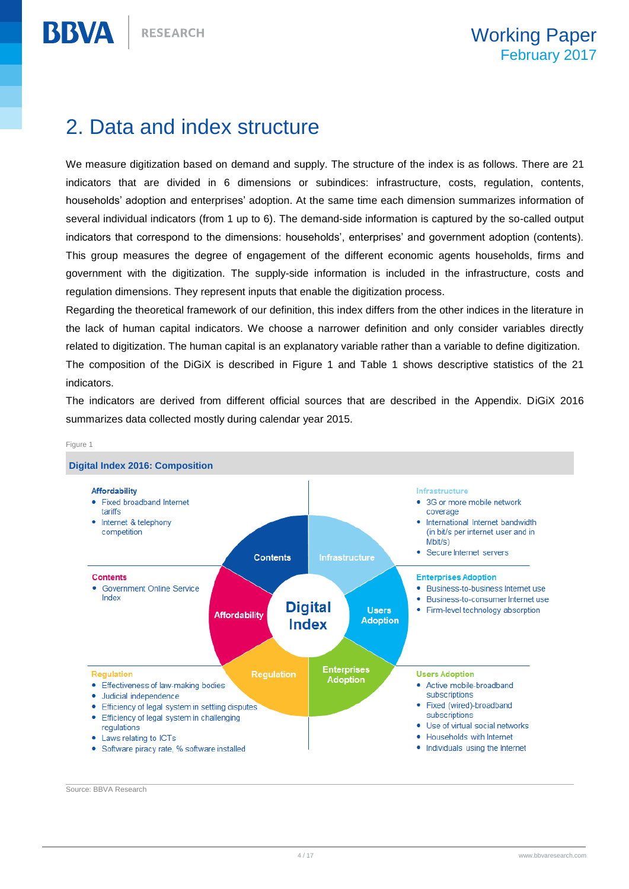# 2. Data and index structure

We measure digitization based on demand and supply. The structure of the index is as follows. There are 21 indicators that are divided in 6 dimensions or subindices: infrastructure, costs, regulation, contents, households' adoption and enterprises' adoption. At the same time each dimension summarizes information of several individual indicators (from 1 up to 6). The demand-side information is captured by the so-called output indicators that correspond to the dimensions: households', enterprises' and government adoption (contents). This group measures the degree of engagement of the different economic agents households, firms and government with the digitization. The supply-side information is included in the infrastructure, costs and regulation dimensions. They represent inputs that enable the digitization process.

Regarding the theoretical framework of our definition, this index differs from the other indices in the literature in the lack of human capital indicators. We choose a narrower definition and only consider variables directly related to digitization. The human capital is an explanatory variable rather than a variable to define digitization.

The composition of the DiGiX is described in Figure 1 and Table 1 shows descriptive statistics of the 21 indicators.

The indicators are derived from different official sources that are described in the Appendix. DiGiX 2016 summarizes data collected mostly during calendar year 2015.

Figure 1

**Digital Index 2016: Composition**

**Affordability**
- Fixed broadband Internet tariffs
- Internet & telephony competition

**Contents**
- Government Online Service Index

**Regulation**
- Effectiveness of law-making bodies
- Judicial independence
- Efficiency of legal system in settling disputes
- Efficiency of legal system in challenging regulations
- Laws relating to ICTs
- Software piracy rate, % software installed

**Infrastructure**
- 3G or more mobile network coverage
- International Internet bandwidth (in bit/s per internet user and in Mbit/s)
- Secure Internet servers

**Enterprises Adoption**
- Business-to-business Internet use
- Business-to-consumer Internet use
- Firm-level technology absorption

**Users Adoption**
- Active mobile-broadband subscriptions
- Fixed (wired)-broadband subscriptions
- Use of virtual social networks
- Households with Internet
- Individuals using the Internet

Digital Index: Contents, Infrastructure, Users Adoption, Enterprises Adoption, Regulation, Affordability

Source: BBVA Research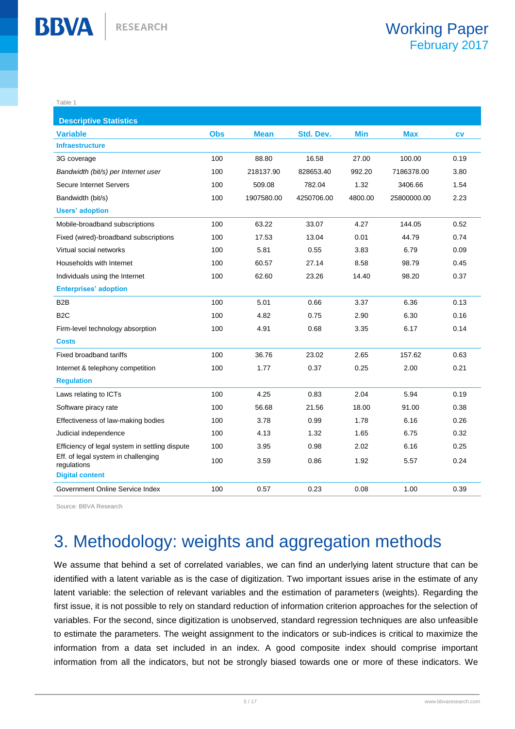Table 1

| Descriptive Statistics | | | | | | |
|---|---|---|---|---|---|---|
| **Variable** | **Obs** | **Mean** | **Std. Dev.** | **Min** | **Max** | **cv** |
| **Infraestructure** | | | | | | |
| 3G coverage | 100 | 88.80 | 16.58 | 27.00 | 100.00 | 0.19 |
| *Bandwidth (bit/s) per Internet user* | 100 | 218137.90 | 828653.40 | 992.20 | 7186378.00 | 3.80 |
| Secure Internet Servers | 100 | 509.08 | 782.04 | 1.32 | 3406.66 | 1.54 |
| Bandwidth (bit/s) | 100 | 1907580.00 | 4250706.00 | 4800.00 | 25800000.00 | 2.23 |
| **Users' adoption** | | | | | | |
| Mobile-broadband subscriptions | 100 | 63.22 | 33.07 | 4.27 | 144.05 | 0.52 |
| Fixed (wired)-broadband subscriptions | 100 | 17.53 | 13.04 | 0.01 | 44.79 | 0.74 |
| Virtual social networks | 100 | 5.81 | 0.55 | 3.83 | 6.79 | 0.09 |
| Households with Internet | 100 | 60.57 | 27.14 | 8.58 | 98.79 | 0.45 |
| Individuals using the Internet | 100 | 62.60 | 23.26 | 14.40 | 98.20 | 0.37 |
| **Enterprises' adoption** | | | | | | |
| B2B | 100 | 5.01 | 0.66 | 3.37 | 6.36 | 0.13 |
| B2C | 100 | 4.82 | 0.75 | 2.90 | 6.30 | 0.16 |
| Firm-level technology absorption | 100 | 4.91 | 0.68 | 3.35 | 6.17 | 0.14 |
| **Costs** | | | | | | |
| Fixed broadband tariffs | 100 | 36.76 | 23.02 | 2.65 | 157.62 | 0.63 |
| Internet & telephony competition | 100 | 1.77 | 0.37 | 0.25 | 2.00 | 0.21 |
| **Regulation** | | | | | | |
| Laws relating to ICTs | 100 | 4.25 | 0.83 | 2.04 | 5.94 | 0.19 |
| Software piracy rate | 100 | 56.68 | 21.56 | 18.00 | 91.00 | 0.38 |
| Effectiveness of law-making bodies | 100 | 3.78 | 0.99 | 1.78 | 6.16 | 0.26 |
| Judicial independence | 100 | 4.13 | 1.32 | 1.65 | 6.75 | 0.32 |
| Efficiency of legal system in settling dispute | 100 | 3.95 | 0.98 | 2.02 | 6.16 | 0.25 |
| Eff. of legal system in challenging regulations | 100 | 3.59 | 0.86 | 1.92 | 5.57 | 0.24 |
| **Digital content** | | | | | | |
| Government Online Service Index | 100 | 0.57 | 0.23 | 0.08 | 1.00 | 0.39 |

Source: BBVA Research

# 3. Methodology: weights and aggregation methods

We assume that behind a set of correlated variables, we can find an underlying latent structure that can be identified with a latent variable as is the case of digitization. Two important issues arise in the estimate of any latent variable: the selection of relevant variables and the estimation of parameters (weights). Regarding the first issue, it is not possible to rely on standard reduction of information criterion approaches for the selection of variables. For the second, since digitization is unobserved, standard regression techniques are also unfeasible to estimate the parameters. The weight assignment to the indicators or sub-indices is critical to maximize the information from a data set included in an index. A good composite index should comprise important information from all the indicators, but not be strongly biased towards one or more of these indicators. We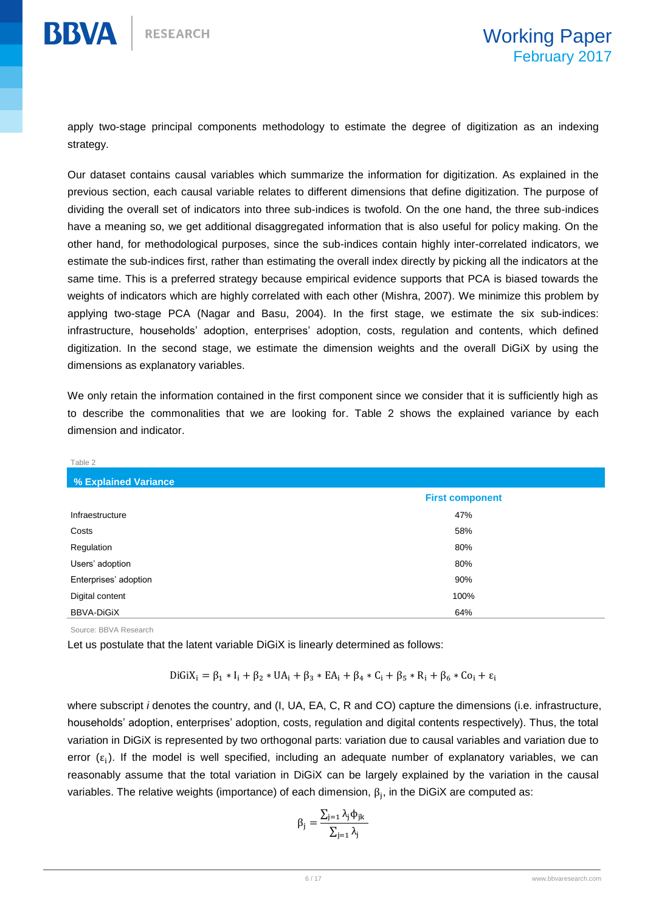apply two-stage principal components methodology to estimate the degree of digitization as an indexing strategy.

Our dataset contains causal variables which summarize the information for digitization. As explained in the previous section, each causal variable relates to different dimensions that define digitization. The purpose of dividing the overall set of indicators into three sub-indices is twofold. On the one hand, the three sub-indices have a meaning so, we get additional disaggregated information that is also useful for policy making. On the other hand, for methodological purposes, since the sub-indices contain highly inter-correlated indicators, we estimate the sub-indices first, rather than estimating the overall index directly by picking all the indicators at the same time. This is a preferred strategy because empirical evidence supports that PCA is biased towards the weights of indicators which are highly correlated with each other (Mishra, 2007). We minimize this problem by applying two-stage PCA (Nagar and Basu, 2004). In the first stage, we estimate the six sub-indices: infrastructure, households' adoption, enterprises' adoption, costs, regulation and contents, which defined digitization. In the second stage, we estimate the dimension weights and the overall DiGiX by using the dimensions as explanatory variables.

We only retain the information contained in the first component since we consider that it is sufficiently high as to describe the commonalities that we are looking for. Table 2 shows the explained variance by each dimension and indicator.

Table 2

**% Explained Variance**

| | **First component** |
|---|---|
| Infraestructure | 47% |
| Costs | 58% |
| Regulation | 80% |
| Users' adoption | 80% |
| Enterprises' adoption | 90% |
| Digital content | 100% |
| BBVA-DiGiX | 64% |

Source: BBVA Research

Let us postulate that the latent variable DiGiX is linearly determined as follows:

$$\mathrm{DiGiX}_i = \beta_1 * \mathrm{I}_i + \beta_2 * \mathrm{UA}_i + \beta_3 * \mathrm{EA}_i + \beta_4 * \mathrm{C}_i + \beta_5 * \mathrm{R}_i + \beta_6 * \mathrm{Co}_i + \varepsilon_i$$

where subscript *i* denotes the country, and (I, UA, EA, C, R and CO) capture the dimensions (i.e. infrastructure, households' adoption, enterprises' adoption, costs, regulation and digital contents respectively). Thus, the total variation in DiGiX is represented by two orthogonal parts: variation due to causal variables and variation due to error ($\varepsilon_i$). If the model is well specified, including an adequate number of explanatory variables, we can reasonably assume that the total variation in DiGiX can be largely explained by the variation in the causal variables. The relative weights (importance) of each dimension, $\beta_j$, in the DiGiX are computed as:

$$\beta_j = \frac{\sum_{j=1} \lambda_j \phi_{jk}}{\sum_{j=1} \lambda_j}$$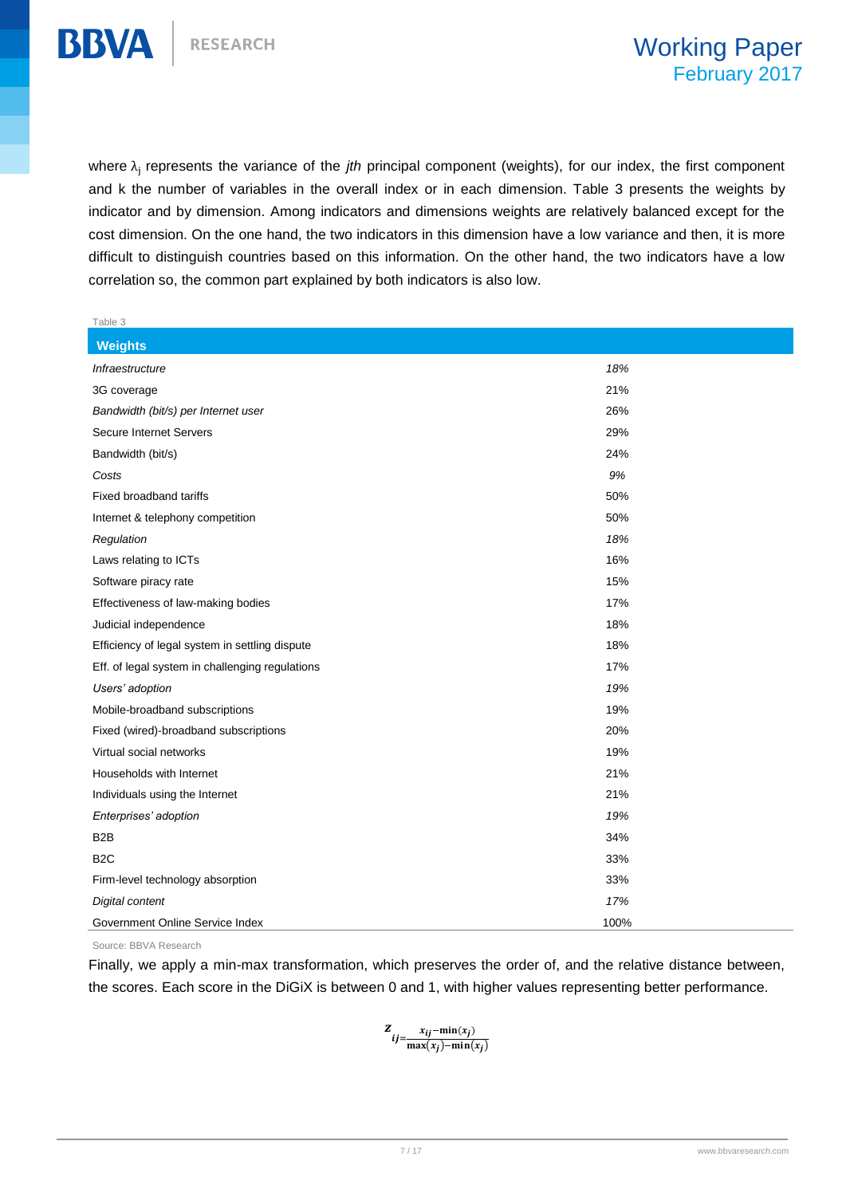where $\lambda_j$ represents the variance of the *jth* principal component (weights), for our index, the first component and k the number of variables in the overall index or in each dimension. Table 3 presents the weights by indicator and by dimension. Among indicators and dimensions weights are relatively balanced except for the cost dimension. On the one hand, the two indicators in this dimension have a low variance and then, it is more difficult to distinguish countries based on this information. On the other hand, the two indicators have a low correlation so, the common part explained by both indicators is also low.

Table 3

| Weights | |
|---|---|
| *Infraestructure* | *18%* |
| 3G coverage | 21% |
| *Bandwidth (bit/s) per Internet user* | 26% |
| Secure Internet Servers | 29% |
| Bandwidth (bit/s) | 24% |
| *Costs* | *9%* |
| Fixed broadband tariffs | 50% |
| Internet & telephony competition | 50% |
| *Regulation* | *18%* |
| Laws relating to ICTs | 16% |
| Software piracy rate | 15% |
| Effectiveness of law-making bodies | 17% |
| Judicial independence | 18% |
| Efficiency of legal system in settling dispute | 18% |
| Eff. of legal system in challenging regulations | 17% |
| *Users' adoption* | *19%* |
| Mobile-broadband subscriptions | 19% |
| Fixed (wired)-broadband subscriptions | 20% |
| Virtual social networks | 19% |
| Households with Internet | 21% |
| Individuals using the Internet | 21% |
| *Enterprises' adoption* | *19%* |
| B2B | 34% |
| B2C | 33% |
| Firm-level technology absorption | 33% |
| *Digital content* | *17%* |
| Government Online Service Index | 100% |

Source: BBVA Research

Finally, we apply a min-max transformation, which preserves the order of, and the relative distance between, the scores. Each score in the DiGiX is between 0 and 1, with higher values representing better performance.

$$z_{ij} = \frac{x_{ij} - \min(x_j)}{\max(x_j) - \min(x_j)}$$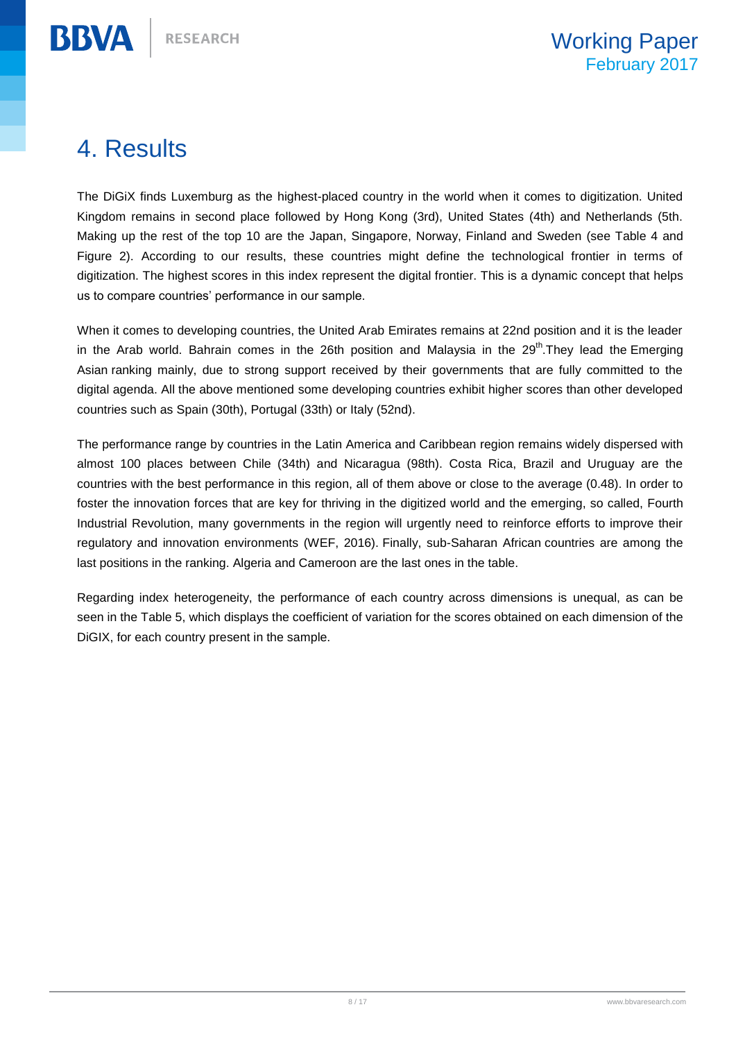# 4. Results

The DiGiX finds Luxemburg as the highest-placed country in the world when it comes to digitization. United Kingdom remains in second place followed by Hong Kong (3rd), United States (4th) and Netherlands (5th. Making up the rest of the top 10 are the Japan, Singapore, Norway, Finland and Sweden (see Table 4 and Figure 2). According to our results, these countries might define the technological frontier in terms of digitization. The highest scores in this index represent the digital frontier. This is a dynamic concept that helps us to compare countries' performance in our sample.

When it comes to developing countries, the United Arab Emirates remains at 22nd position and it is the leader in the Arab world. Bahrain comes in the 26th position and Malaysia in the 29th.They lead the Emerging Asian ranking mainly, due to strong support received by their governments that are fully committed to the digital agenda. All the above mentioned some developing countries exhibit higher scores than other developed countries such as Spain (30th), Portugal (33th) or Italy (52nd).

The performance range by countries in the Latin America and Caribbean region remains widely dispersed with almost 100 places between Chile (34th) and Nicaragua (98th). Costa Rica, Brazil and Uruguay are the countries with the best performance in this region, all of them above or close to the average (0.48). In order to foster the innovation forces that are key for thriving in the digitized world and the emerging, so called, Fourth Industrial Revolution, many governments in the region will urgently need to reinforce efforts to improve their regulatory and innovation environments (WEF, 2016). Finally, sub-Saharan African countries are among the last positions in the ranking. Algeria and Cameroon are the last ones in the table.

Regarding index heterogeneity, the performance of each country across dimensions is unequal, as can be seen in the Table 5, which displays the coefficient of variation for the scores obtained on each dimension of the DiGIX, for each country present in the sample.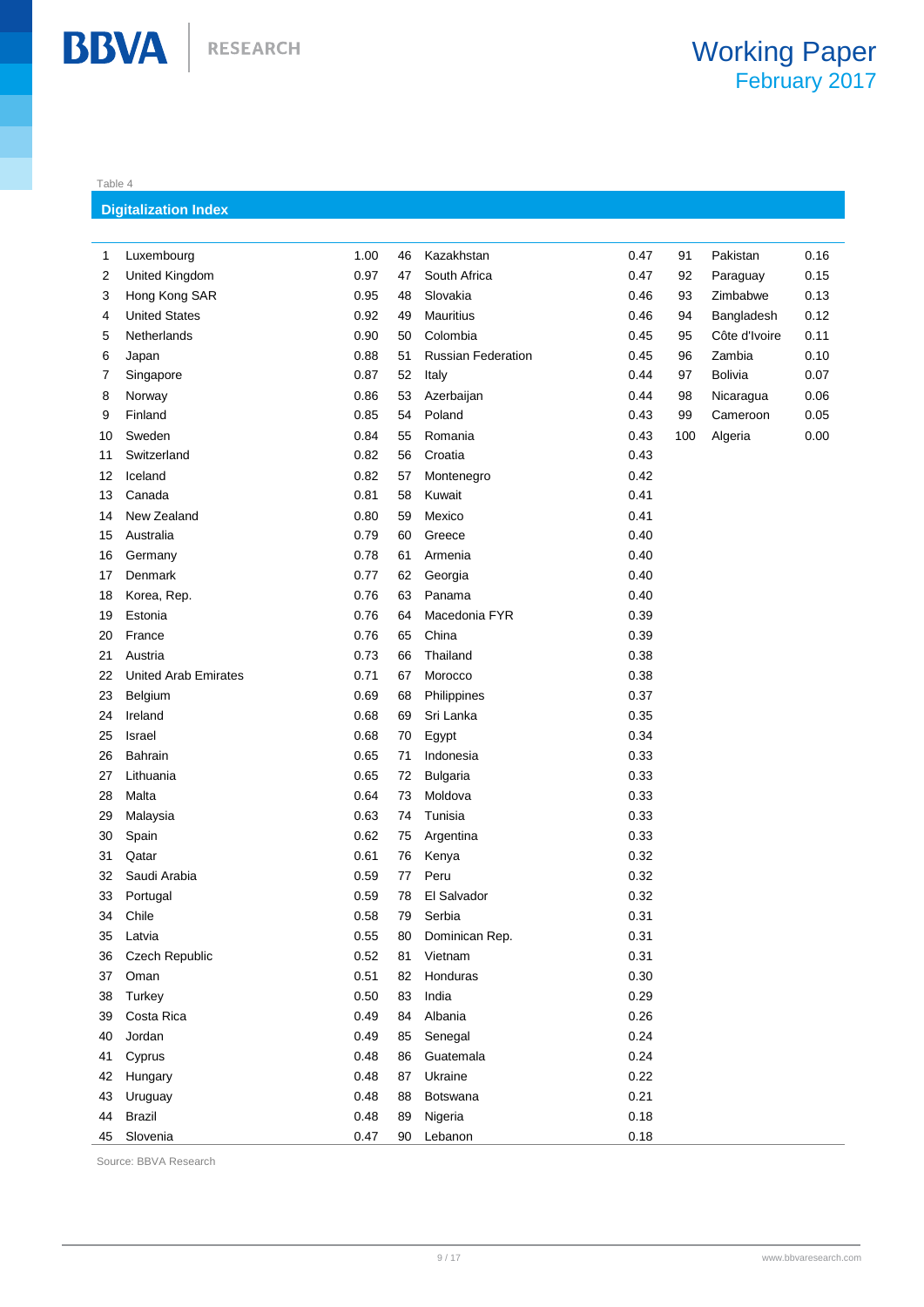Table 4

**Digitalization Index**

| Rank | Country | Index | Rank | Country | Index | Rank | Country | Index |
|---|---|---|---|---|---|---|---|---|
| 1 | Luxembourg | 1.00 | 46 | Kazakhstan | 0.47 | 91 | Pakistan | 0.16 |
| 2 | United Kingdom | 0.97 | 47 | South Africa | 0.47 | 92 | Paraguay | 0.15 |
| 3 | Hong Kong SAR | 0.95 | 48 | Slovakia | 0.46 | 93 | Zimbabwe | 0.13 |
| 4 | United States | 0.92 | 49 | Mauritius | 0.46 | 94 | Bangladesh | 0.12 |
| 5 | Netherlands | 0.90 | 50 | Colombia | 0.45 | 95 | Côte d'Ivoire | 0.11 |
| 6 | Japan | 0.88 | 51 | Russian Federation | 0.45 | 96 | Zambia | 0.10 |
| 7 | Singapore | 0.87 | 52 | Italy | 0.44 | 97 | Bolivia | 0.07 |
| 8 | Norway | 0.86 | 53 | Azerbaijan | 0.44 | 98 | Nicaragua | 0.06 |
| 9 | Finland | 0.85 | 54 | Poland | 0.43 | 99 | Cameroon | 0.05 |
| 10 | Sweden | 0.84 | 55 | Romania | 0.43 | 100 | Algeria | 0.00 |
| 11 | Switzerland | 0.82 | 56 | Croatia | 0.43 | | | |
| 12 | Iceland | 0.82 | 57 | Montenegro | 0.42 | | | |
| 13 | Canada | 0.81 | 58 | Kuwait | 0.41 | | | |
| 14 | New Zealand | 0.80 | 59 | Mexico | 0.41 | | | |
| 15 | Australia | 0.79 | 60 | Greece | 0.40 | | | |
| 16 | Germany | 0.78 | 61 | Armenia | 0.40 | | | |
| 17 | Denmark | 0.77 | 62 | Georgia | 0.40 | | | |
| 18 | Korea, Rep. | 0.76 | 63 | Panama | 0.40 | | | |
| 19 | Estonia | 0.76 | 64 | Macedonia FYR | 0.39 | | | |
| 20 | France | 0.76 | 65 | China | 0.39 | | | |
| 21 | Austria | 0.73 | 66 | Thailand | 0.38 | | | |
| 22 | United Arab Emirates | 0.71 | 67 | Morocco | 0.38 | | | |
| 23 | Belgium | 0.69 | 68 | Philippines | 0.37 | | | |
| 24 | Ireland | 0.68 | 69 | Sri Lanka | 0.35 | | | |
| 25 | Israel | 0.68 | 70 | Egypt | 0.34 | | | |
| 26 | Bahrain | 0.65 | 71 | Indonesia | 0.33 | | | |
| 27 | Lithuania | 0.65 | 72 | Bulgaria | 0.33 | | | |
| 28 | Malta | 0.64 | 73 | Moldova | 0.33 | | | |
| 29 | Malaysia | 0.63 | 74 | Tunisia | 0.33 | | | |
| 30 | Spain | 0.62 | 75 | Argentina | 0.33 | | | |
| 31 | Qatar | 0.61 | 76 | Kenya | 0.32 | | | |
| 32 | Saudi Arabia | 0.59 | 77 | Peru | 0.32 | | | |
| 33 | Portugal | 0.59 | 78 | El Salvador | 0.32 | | | |
| 34 | Chile | 0.58 | 79 | Serbia | 0.31 | | | |
| 35 | Latvia | 0.55 | 80 | Dominican Rep. | 0.31 | | | |
| 36 | Czech Republic | 0.52 | 81 | Vietnam | 0.31 | | | |
| 37 | Oman | 0.51 | 82 | Honduras | 0.30 | | | |
| 38 | Turkey | 0.50 | 83 | India | 0.29 | | | |
| 39 | Costa Rica | 0.49 | 84 | Albania | 0.26 | | | |
| 40 | Jordan | 0.49 | 85 | Senegal | 0.24 | | | |
| 41 | Cyprus | 0.48 | 86 | Guatemala | 0.24 | | | |
| 42 | Hungary | 0.48 | 87 | Ukraine | 0.22 | | | |
| 43 | Uruguay | 0.48 | 88 | Botswana | 0.21 | | | |
| 44 | Brazil | 0.48 | 89 | Nigeria | 0.18 | | | |
| 45 | Slovenia | 0.47 | 90 | Lebanon | 0.18 | | | |

Source: BBVA Research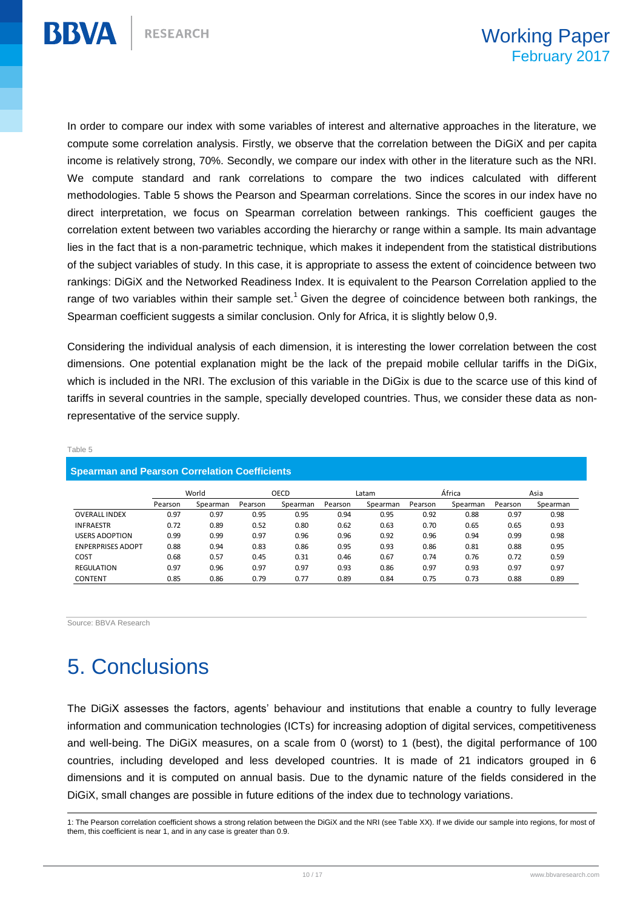In order to compare our index with some variables of interest and alternative approaches in the literature, we compute some correlation analysis. Firstly, we observe that the correlation between the DiGiX and per capita income is relatively strong, 70%. Secondly, we compare our index with other in the literature such as the NRI. We compute standard and rank correlations to compare the two indices calculated with different methodologies. Table 5 shows the Pearson and Spearman correlations. Since the scores in our index have no direct interpretation, we focus on Spearman correlation between rankings. This coefficient gauges the correlation extent between two variables according the hierarchy or range within a sample. Its main advantage lies in the fact that is a non-parametric technique, which makes it independent from the statistical distributions of the subject variables of study. In this case, it is appropriate to assess the extent of coincidence between two rankings: DiGiX and the Networked Readiness Index. It is equivalent to the Pearson Correlation applied to the range of two variables within their sample set.[1] Given the degree of coincidence between both rankings, the Spearman coefficient suggests a similar conclusion. Only for Africa, it is slightly below 0,9.

Considering the individual analysis of each dimension, it is interesting the lower correlation between the cost dimensions. One potential explanation might be the lack of the prepaid mobile cellular tariffs in the DiGix, which is included in the NRI. The exclusion of this variable in the DiGix is due to the scarce use of this kind of tariffs in several countries in the sample, specially developed countries. Thus, we consider these data as non-representative of the service supply.

Table 5

**Spearman and Pearson Correlation Coefficients**

| | World | | OECD | | Latam | | África | | Asia | |
|---|---|---|---|---|---|---|---|---|---|---|
| | Pearson | Spearman | Pearson | Spearman | Pearson | Spearman | Pearson | Spearman | Pearson | Spearman |
| OVERALL INDEX | 0.97 | 0.97 | 0.95 | 0.95 | 0.94 | 0.95 | 0.92 | 0.88 | 0.97 | 0.98 |
| INFRAESTR | 0.72 | 0.89 | 0.52 | 0.80 | 0.62 | 0.63 | 0.70 | 0.65 | 0.65 | 0.93 |
| USERS ADOPTION | 0.99 | 0.99 | 0.97 | 0.96 | 0.96 | 0.92 | 0.96 | 0.94 | 0.99 | 0.98 |
| ENPERPRISES ADOPT | 0.88 | 0.94 | 0.83 | 0.86 | 0.95 | 0.93 | 0.86 | 0.81 | 0.88 | 0.95 |
| COST | 0.68 | 0.57 | 0.45 | 0.31 | 0.46 | 0.67 | 0.74 | 0.76 | 0.72 | 0.59 |
| REGULATION | 0.97 | 0.96 | 0.97 | 0.97 | 0.93 | 0.86 | 0.97 | 0.93 | 0.97 | 0.97 |
| CONTENT | 0.85 | 0.86 | 0.79 | 0.77 | 0.89 | 0.84 | 0.75 | 0.73 | 0.88 | 0.89 |

Source: BBVA Research

# 5. Conclusions

The DiGiX assesses the factors, agents' behaviour and institutions that enable a country to fully leverage information and communication technologies (ICTs) for increasing adoption of digital services, competitiveness and well-being. The DiGiX measures, on a scale from 0 (worst) to 1 (best), the digital performance of 100 countries, including developed and less developed countries. It is made of 21 indicators grouped in 6 dimensions and it is computed on annual basis. Due to the dynamic nature of the fields considered in the DiGiX, small changes are possible in future editions of the index due to technology variations.

1: The Pearson correlation coefficient shows a strong relation between the DiGiX and the NRI (see Table XX). If we divide our sample into regions, for most of them, this coefficient is near 1, and in any case is greater than 0.9.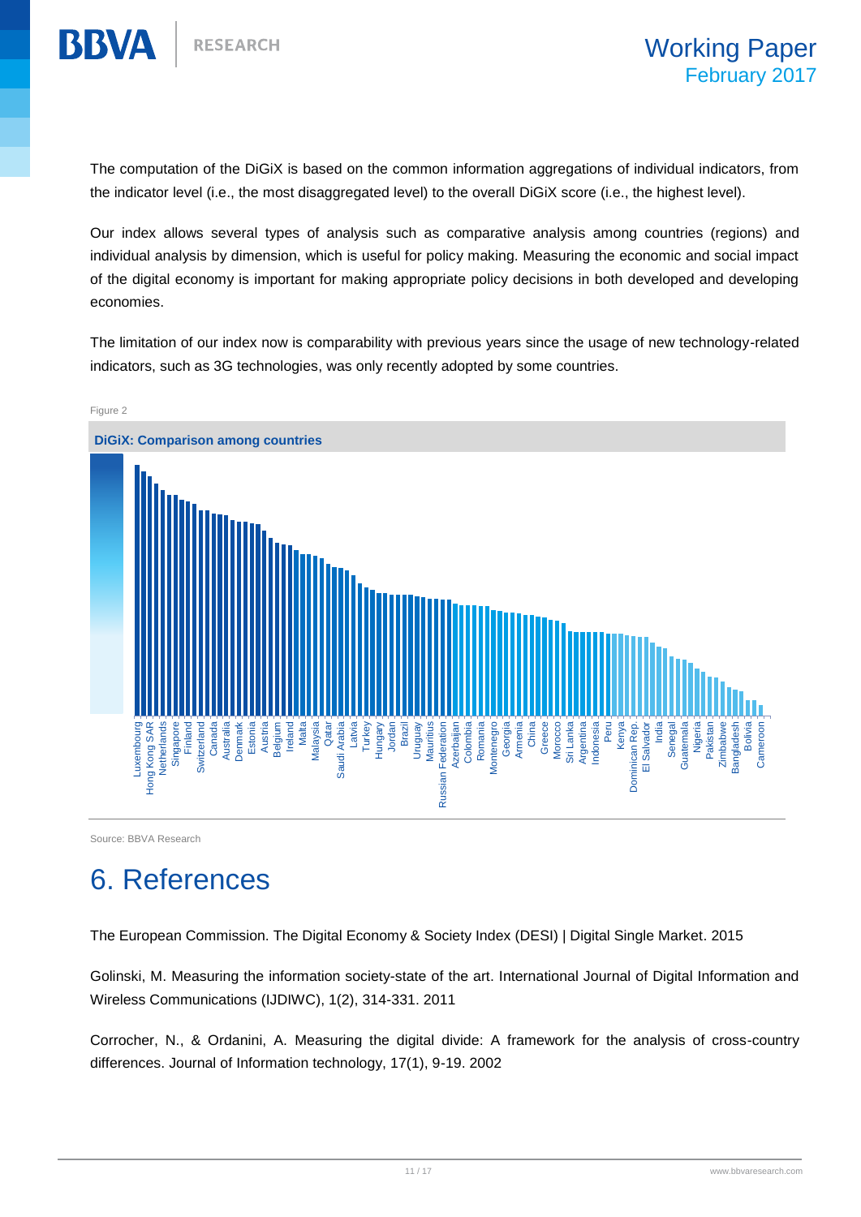The computation of the DiGiX is based on the common information aggregations of individual indicators, from the indicator level (i.e., the most disaggregated level) to the overall DiGiX score (i.e., the highest level).

Our index allows several types of analysis such as comparative analysis among countries (regions) and individual analysis by dimension, which is useful for policy making. Measuring the economic and social impact of the digital economy is important for making appropriate policy decisions in both developed and developing economies.

The limitation of our index now is comparability with previous years since the usage of new technology-related indicators, such as 3G technologies, was only recently adopted by some countries.

Figure 2

**DiGiX: Comparison among countries**

Source: BBVA Research

# 6. References

The European Commission. The Digital Economy & Society Index (DESI) | Digital Single Market. 2015

Golinski, M. Measuring the information society-state of the art. International Journal of Digital Information and Wireless Communications (IJDIWC), 1(2), 314-331. 2011

Corrocher, N., & Ordanini, A. Measuring the digital divide: A framework for the analysis of cross-country differences. Journal of Information technology, 17(1), 9-19. 2002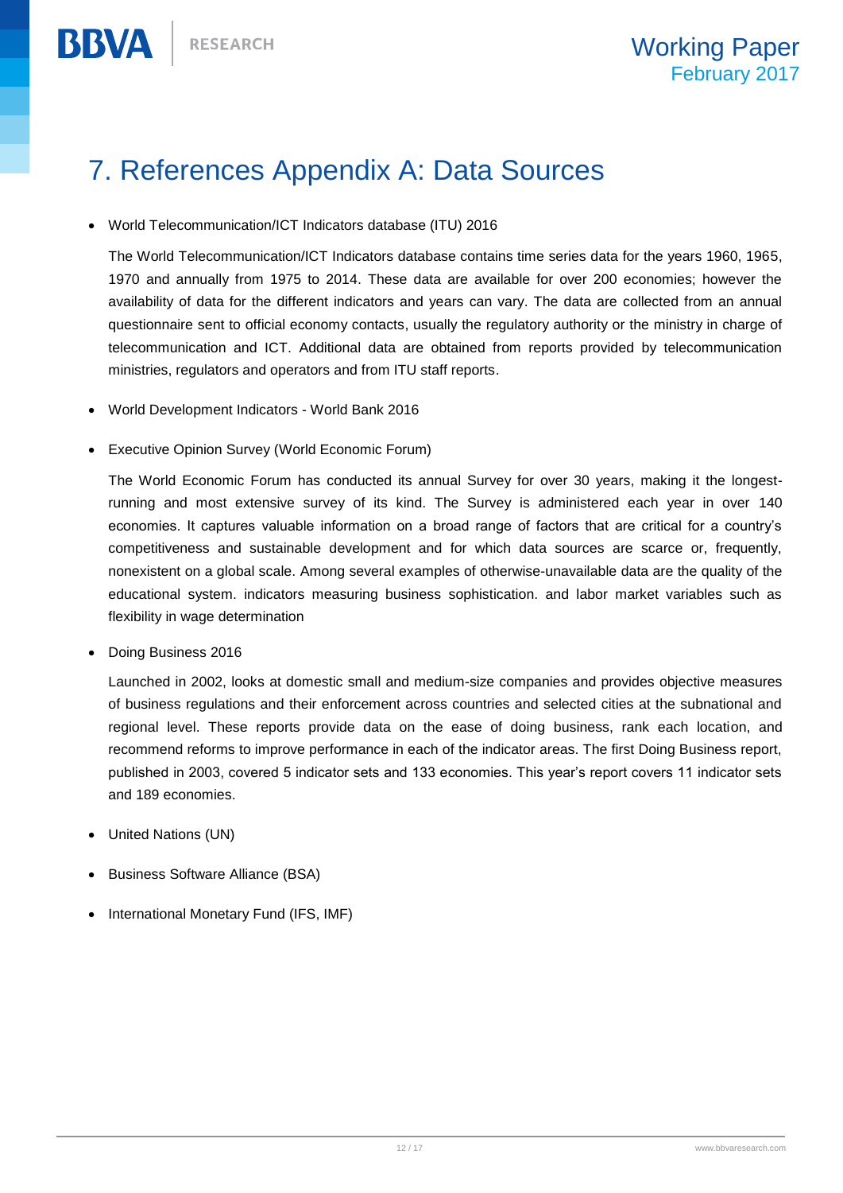# 7. References Appendix A: Data Sources

- World Telecommunication/ICT Indicators database (ITU) 2016

  The World Telecommunication/ICT Indicators database contains time series data for the years 1960, 1965, 1970 and annually from 1975 to 2014. These data are available for over 200 economies; however the availability of data for the different indicators and years can vary. The data are collected from an annual questionnaire sent to official economy contacts, usually the regulatory authority or the ministry in charge of telecommunication and ICT. Additional data are obtained from reports provided by telecommunication ministries, regulators and operators and from ITU staff reports.

- World Development Indicators - World Bank 2016

- Executive Opinion Survey (World Economic Forum)

  The World Economic Forum has conducted its annual Survey for over 30 years, making it the longest-running and most extensive survey of its kind. The Survey is administered each year in over 140 economies. It captures valuable information on a broad range of factors that are critical for a country's competitiveness and sustainable development and for which data sources are scarce or, frequently, nonexistent on a global scale. Among several examples of otherwise-unavailable data are the quality of the educational system. indicators measuring business sophistication. and labor market variables such as flexibility in wage determination

- Doing Business 2016

  Launched in 2002, looks at domestic small and medium-size companies and provides objective measures of business regulations and their enforcement across countries and selected cities at the subnational and regional level. These reports provide data on the ease of doing business, rank each location, and recommend reforms to improve performance in each of the indicator areas. The first Doing Business report, published in 2003, covered 5 indicator sets and 133 economies. This year's report covers 11 indicator sets and 189 economies.

- United Nations (UN)

- Business Software Alliance (BSA)

- International Monetary Fund (IFS, IMF)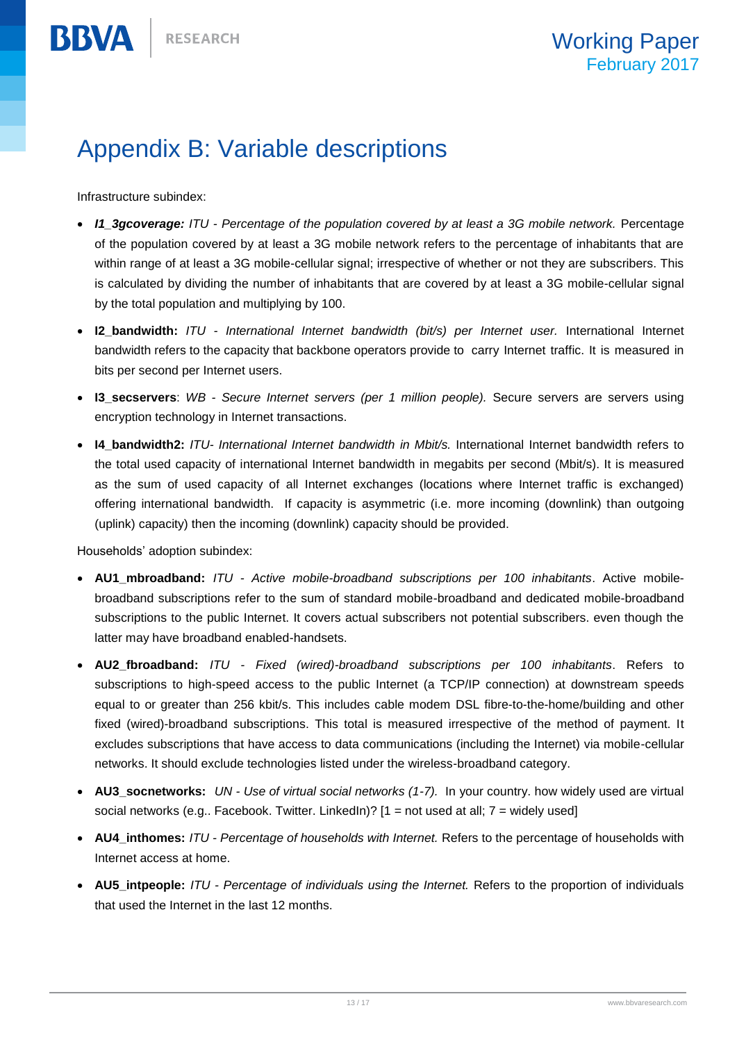# Appendix B: Variable descriptions

Infrastructure subindex:

- ***I1_3gcoverage:*** *ITU - Percentage of the population covered by at least a 3G mobile network.* Percentage of the population covered by at least a 3G mobile network refers to the percentage of inhabitants that are within range of at least a 3G mobile-cellular signal; irrespective of whether or not they are subscribers. This is calculated by dividing the number of inhabitants that are covered by at least a 3G mobile-cellular signal by the total population and multiplying by 100.
- **I2_bandwidth:** *ITU - International Internet bandwidth (bit/s) per Internet user.* International Internet bandwidth refers to the capacity that backbone operators provide to carry Internet traffic. It is measured in bits per second per Internet users.
- **I3_secservers**: *WB - Secure Internet servers (per 1 million people).* Secure servers are servers using encryption technology in Internet transactions.
- **I4_bandwidth2:** *ITU- International Internet bandwidth in Mbit/s.* International Internet bandwidth refers to the total used capacity of international Internet bandwidth in megabits per second (Mbit/s). It is measured as the sum of used capacity of all Internet exchanges (locations where Internet traffic is exchanged) offering international bandwidth. If capacity is asymmetric (i.e. more incoming (downlink) than outgoing (uplink) capacity) then the incoming (downlink) capacity should be provided.

Households' adoption subindex:

- **AU1_mbroadband:** *ITU - Active mobile-broadband subscriptions per 100 inhabitants*. Active mobile-broadband subscriptions refer to the sum of standard mobile-broadband and dedicated mobile-broadband subscriptions to the public Internet. It covers actual subscribers not potential subscribers. even though the latter may have broadband enabled-handsets.
- **AU2_fbroadband:** *ITU - Fixed (wired)-broadband subscriptions per 100 inhabitants*. Refers to subscriptions to high-speed access to the public Internet (a TCP/IP connection) at downstream speeds equal to or greater than 256 kbit/s. This includes cable modem DSL fibre-to-the-home/building and other fixed (wired)-broadband subscriptions. This total is measured irrespective of the method of payment. It excludes subscriptions that have access to data communications (including the Internet) via mobile-cellular networks. It should exclude technologies listed under the wireless-broadband category.
- **AU3_socnetworks:** *UN - Use of virtual social networks (1-7).* In your country. how widely used are virtual social networks (e.g.. Facebook. Twitter. LinkedIn)? [1 = not used at all; 7 = widely used]
- **AU4_inthomes:** *ITU - Percentage of households with Internet.* Refers to the percentage of households with Internet access at home.
- **AU5_intpeople:** *ITU - Percentage of individuals using the Internet.* Refers to the proportion of individuals that used the Internet in the last 12 months.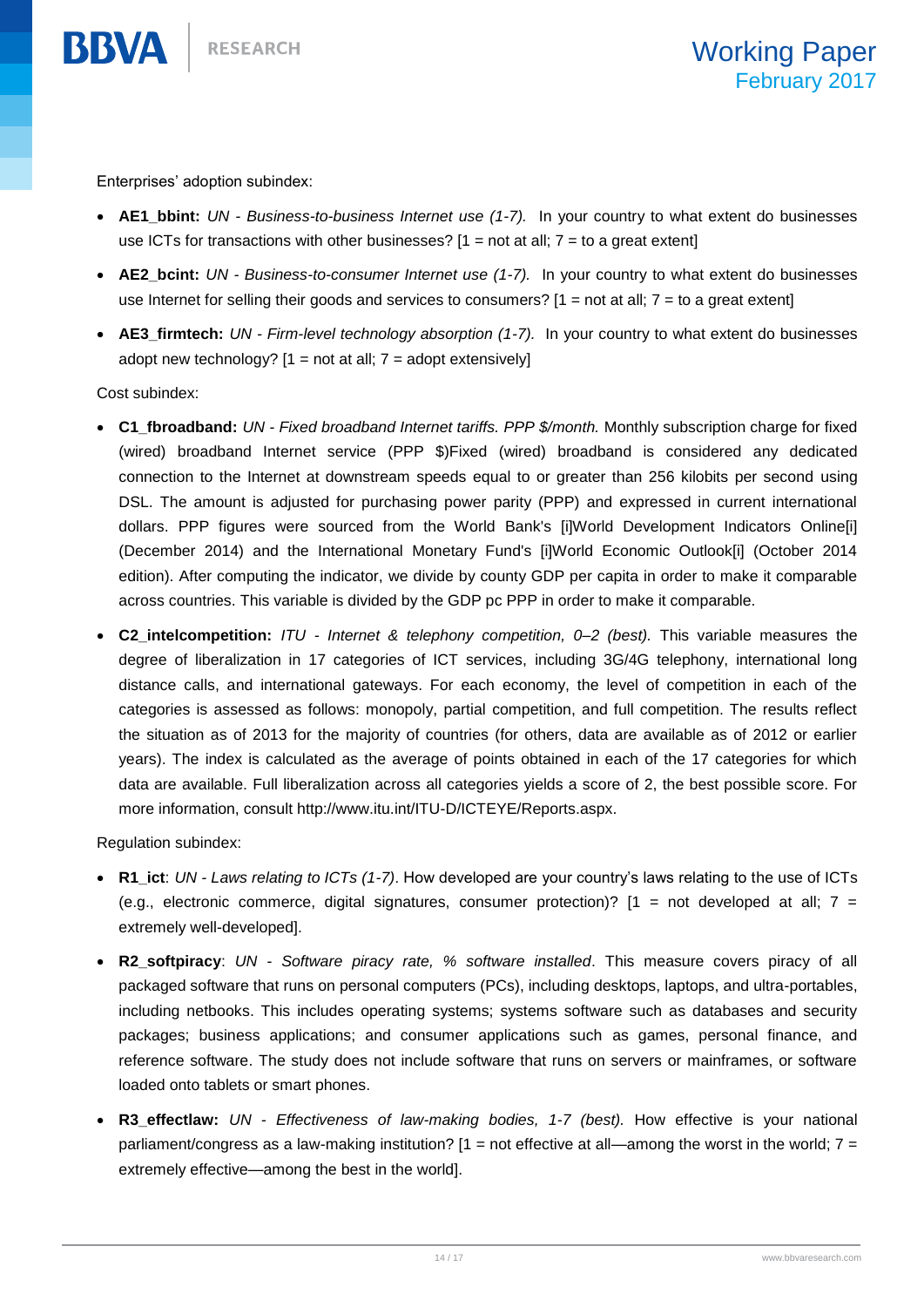Enterprises' adoption subindex:

- **AE1_bbint:** *UN - Business-to-business Internet use (1-7).* In your country to what extent do businesses use ICTs for transactions with other businesses? [1 = not at all; 7 = to a great extent]
- **AE2_bcint:** *UN - Business-to-consumer Internet use (1-7).* In your country to what extent do businesses use Internet for selling their goods and services to consumers? [1 = not at all; 7 = to a great extent]
- **AE3_firmtech:** *UN - Firm-level technology absorption (1-7).* In your country to what extent do businesses adopt new technology? [1 = not at all; 7 = adopt extensively]

Cost subindex:

- **C1_fbroadband:** *UN - Fixed broadband Internet tariffs. PPP $/month.* Monthly subscription charge for fixed (wired) broadband Internet service (PPP $)Fixed (wired) broadband is considered any dedicated connection to the Internet at downstream speeds equal to or greater than 256 kilobits per second using DSL. The amount is adjusted for purchasing power parity (PPP) and expressed in current international dollars. PPP figures were sourced from the World Bank's [i]World Development Indicators Online[i] (December 2014) and the International Monetary Fund's [i]World Economic Outlook[i] (October 2014 edition). After computing the indicator, we divide by county GDP per capita in order to make it comparable across countries. This variable is divided by the GDP pc PPP in order to make it comparable.
- **C2_intelcompetition:** *ITU - Internet & telephony competition, 0–2 (best).* This variable measures the degree of liberalization in 17 categories of ICT services, including 3G/4G telephony, international long distance calls, and international gateways. For each economy, the level of competition in each of the categories is assessed as follows: monopoly, partial competition, and full competition. The results reflect the situation as of 2013 for the majority of countries (for others, data are available as of 2012 or earlier years). The index is calculated as the average of points obtained in each of the 17 categories for which data are available. Full liberalization across all categories yields a score of 2, the best possible score. For more information, consult http://www.itu.int/ITU-D/ICTEYE/Reports.aspx.

Regulation subindex:

- **R1_ict**: *UN - Laws relating to ICTs (1-7)*. How developed are your country's laws relating to the use of ICTs (e.g., electronic commerce, digital signatures, consumer protection)? [1 = not developed at all; 7 = extremely well-developed].
- **R2_softpiracy**: *UN - Software piracy rate, % software installed*. This measure covers piracy of all packaged software that runs on personal computers (PCs), including desktops, laptops, and ultra-portables, including netbooks. This includes operating systems; systems software such as databases and security packages; business applications; and consumer applications such as games, personal finance, and reference software. The study does not include software that runs on servers or mainframes, or software loaded onto tablets or smart phones.
- **R3_effectlaw:** *UN - Effectiveness of law-making bodies, 1-7 (best).* How effective is your national parliament/congress as a law-making institution? [1 = not effective at all—among the worst in the world; 7 = extremely effective—among the best in the world].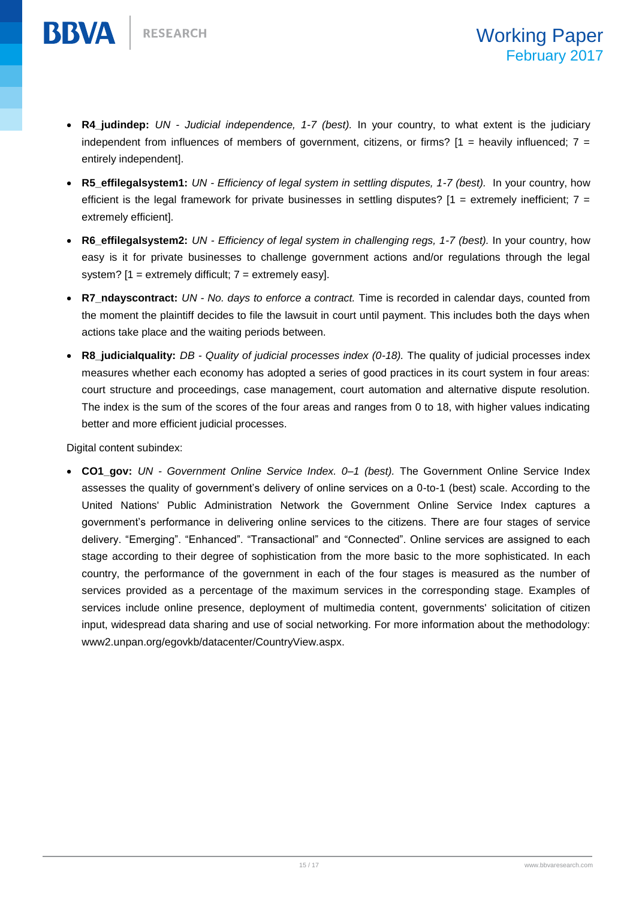- **R4_judindep:** *UN - Judicial independence, 1-7 (best).* In your country, to what extent is the judiciary independent from influences of members of government, citizens, or firms? [1 = heavily influenced; 7 = entirely independent].
- **R5_effilegalsystem1:** *UN - Efficiency of legal system in settling disputes, 1-7 (best).* In your country, how efficient is the legal framework for private businesses in settling disputes? [1 = extremely inefficient; 7 = extremely efficient].
- **R6_effilegalsystem2:** *UN - Efficiency of legal system in challenging regs, 1-7 (best).* In your country, how easy is it for private businesses to challenge government actions and/or regulations through the legal system? [1 = extremely difficult; 7 = extremely easy].
- **R7_ndayscontract:** *UN - No. days to enforce a contract.* Time is recorded in calendar days, counted from the moment the plaintiff decides to file the lawsuit in court until payment. This includes both the days when actions take place and the waiting periods between.
- **R8_judicialquality:** *DB - Quality of judicial processes index (0-18).* The quality of judicial processes index measures whether each economy has adopted a series of good practices in its court system in four areas: court structure and proceedings, case management, court automation and alternative dispute resolution. The index is the sum of the scores of the four areas and ranges from 0 to 18, with higher values indicating better and more efficient judicial processes.

Digital content subindex:

- **CO1_gov:** *UN - Government Online Service Index. 0–1 (best).* The Government Online Service Index assesses the quality of government's delivery of online services on a 0-to-1 (best) scale. According to the United Nations' Public Administration Network the Government Online Service Index captures a government's performance in delivering online services to the citizens. There are four stages of service delivery. "Emerging". "Enhanced". "Transactional" and "Connected". Online services are assigned to each stage according to their degree of sophistication from the more basic to the more sophisticated. In each country, the performance of the government in each of the four stages is measured as the number of services provided as a percentage of the maximum services in the corresponding stage. Examples of services include online presence, deployment of multimedia content, governments' solicitation of citizen input, widespread data sharing and use of social networking. For more information about the methodology: www2.unpan.org/egovkb/datacenter/CountryView.aspx.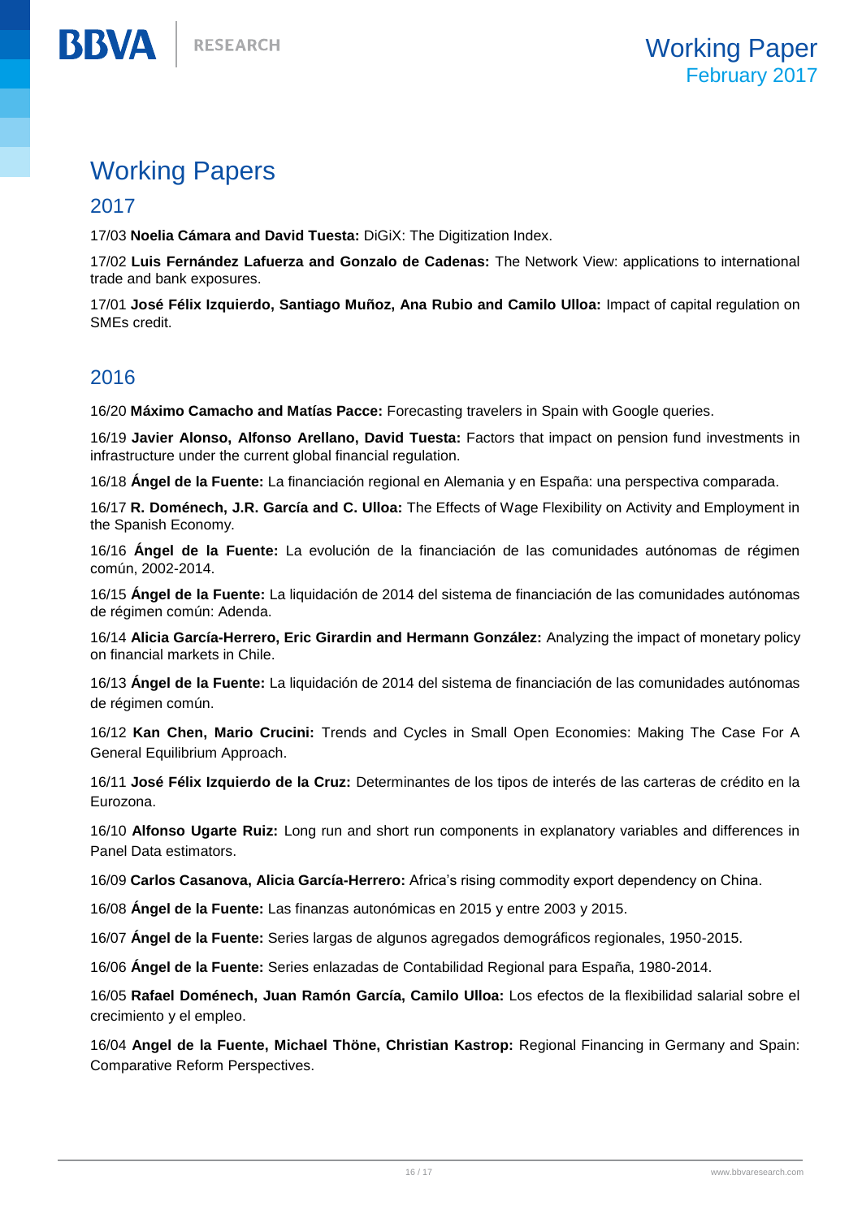# Working Papers

## 2017

17/03 **Noelia Cámara and David Tuesta:** DiGiX: The Digitization Index.

17/02 **Luis Fernández Lafuerza and Gonzalo de Cadenas:** The Network View: applications to international trade and bank exposures.

17/01 **José Félix Izquierdo, Santiago Muñoz, Ana Rubio and Camilo Ulloa:** Impact of capital regulation on SMEs credit.

## 2016

16/20 **Máximo Camacho and Matías Pacce:** Forecasting travelers in Spain with Google queries.

16/19 **Javier Alonso, Alfonso Arellano, David Tuesta:** Factors that impact on pension fund investments in infrastructure under the current global financial regulation.

16/18 **Ángel de la Fuente:** La financiación regional en Alemania y en España: una perspectiva comparada.

16/17 **R. Doménech, J.R. García and C. Ulloa:** The Effects of Wage Flexibility on Activity and Employment in the Spanish Economy.

16/16 **Ángel de la Fuente:** La evolución de la financiación de las comunidades autónomas de régimen común, 2002-2014.

16/15 **Ángel de la Fuente:** La liquidación de 2014 del sistema de financiación de las comunidades autónomas de régimen común: Adenda.

16/14 **Alicia García-Herrero, Eric Girardin and Hermann González:** Analyzing the impact of monetary policy on financial markets in Chile.

16/13 **Ángel de la Fuente:** La liquidación de 2014 del sistema de financiación de las comunidades autónomas de régimen común.

16/12 **Kan Chen, Mario Crucini:** Trends and Cycles in Small Open Economies: Making The Case For A General Equilibrium Approach.

16/11 **José Félix Izquierdo de la Cruz:** Determinantes de los tipos de interés de las carteras de crédito en la Eurozona.

16/10 **Alfonso Ugarte Ruiz:** Long run and short run components in explanatory variables and differences in Panel Data estimators.

16/09 **Carlos Casanova, Alicia García-Herrero:** Africa's rising commodity export dependency on China.

16/08 **Ángel de la Fuente:** Las finanzas autonómicas en 2015 y entre 2003 y 2015.

16/07 **Ángel de la Fuente:** Series largas de algunos agregados demográficos regionales, 1950-2015.

16/06 **Ángel de la Fuente:** Series enlazadas de Contabilidad Regional para España, 1980-2014.

16/05 **Rafael Doménech, Juan Ramón García, Camilo Ulloa:** Los efectos de la flexibilidad salarial sobre el crecimiento y el empleo.

16/04 **Angel de la Fuente, Michael Thöne, Christian Kastrop:** Regional Financing in Germany and Spain: Comparative Reform Perspectives.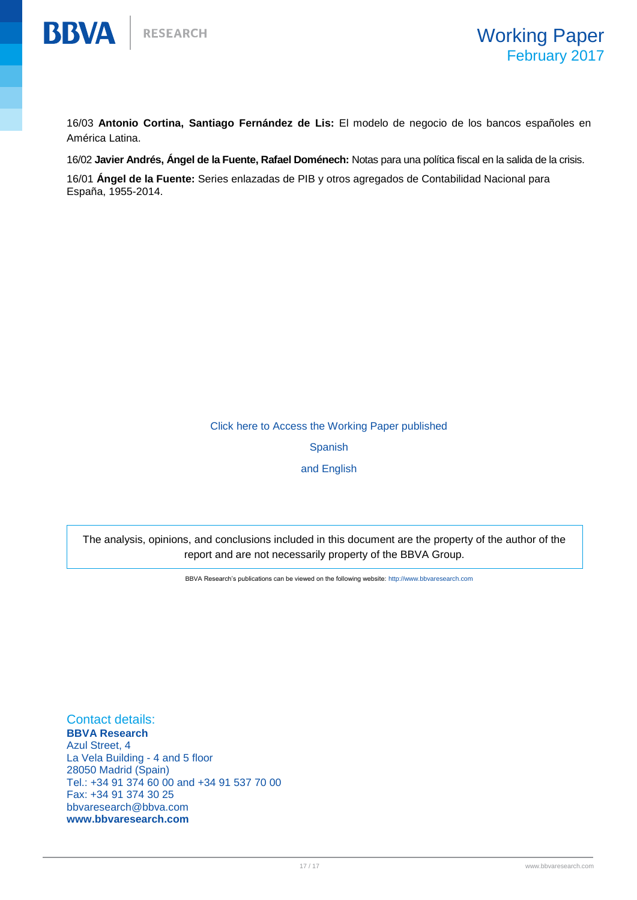16/03 **Antonio Cortina, Santiago Fernández de Lis:** El modelo de negocio de los bancos españoles en América Latina.

16/02 **Javier Andrés, Ángel de la Fuente, Rafael Doménech:** Notas para una política fiscal en la salida de la crisis.

16/01 **Ángel de la Fuente:** Series enlazadas de PIB y otros agregados de Contabilidad Nacional para España, 1955-2014.

Click here to Access the Working Paper published

Spanish

and English

The analysis, opinions, and conclusions included in this document are the property of the author of the report and are not necessarily property of the BBVA Group.

BBVA Research's publications can be viewed on the following website: http://www.bbvaresearch.com

Contact details:

**BBVA Research**

Azul Street, 4

La Vela Building - 4 and 5 floor

28050 Madrid (Spain)

Tel.: +34 91 374 60 00 and +34 91 537 70 00

Fax: +34 91 374 30 25

bbvaresearch@bbva.com

**www.bbvaresearch.com**